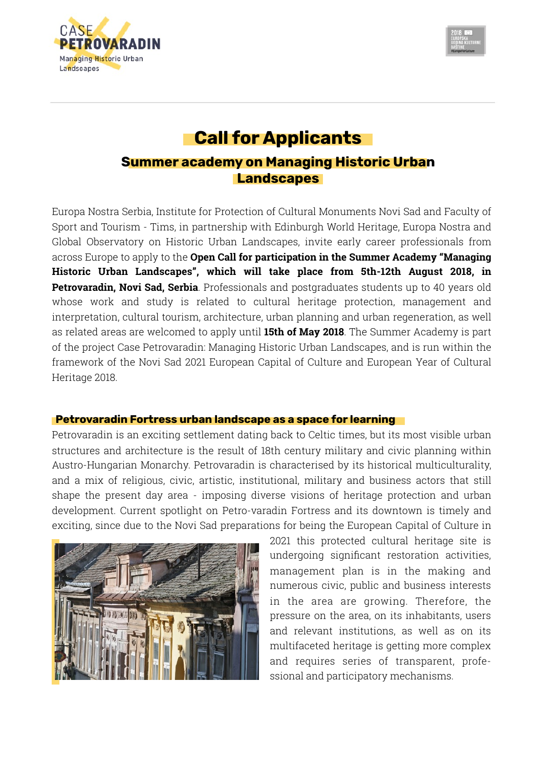# Call for Applicants

## Summer academy on Managing Historic Urban Landscapes

Europa Nostra Serbia, Institute for Protection of Cultural Monuments Novi Sad and Faculty of Sport and Tourism - Tims, in partnership with Edinburgh World Heritage, Europa Nostra and Global Observatory on Historic Urban Landscapes, invite early career professionals from across Europe to apply to the **Open Call for participation in the Summer Academy "Managing Historic Urban Landscapes", which will take place from 5th-12th August 2018, in Petrovaradin, Novi Sad, Serbia**. Professionals and postgraduates students up to 40 years old whose work and study is related to cultural heritage protection, management and interpretation, cultural tourism, architecture, urban planning and urban regeneration, as well as related areas are welcomed to apply until **15th of May 2018**. The Summer Academy is part of the project Case Petrovaradin: Managing Historic Urban Landscapes, and is run within the framework of the Novi Sad 2021 European Capital of Culture and European Year of Cultural Heritage 2018.

### Petrovaradin Fortress urban landscape as a space for learning

Petrovaradin is an exciting settlement dating back to Celtic times, but its most visible urban structures and architecture is the result of 18th century military and civic planning within Austro-Hungarian Monarchy. Petrovaradin is characterised by its historical multiculturality, and a mix of religious, civic, artistic, institutional, military and business actors that still shape the present day area - imposing diverse visions of heritage protection and urban development. Current spotlight on Petro-varadin Fortress and its downtown is timely and exciting, since due to the Novi Sad preparations for being the European Capital of Culture in 2021 this protected cultural heritage site is undergoing significant restoration activities, management plan is in the making and numerous civic, public and business interests in the area are growing. Therefore, the pressure on the area, on its inhabitants, users and relevant institutions, as well as on its multifaceted heritage is getting more complex and requires series of transparent, profe-ssional and participatory mechanisms.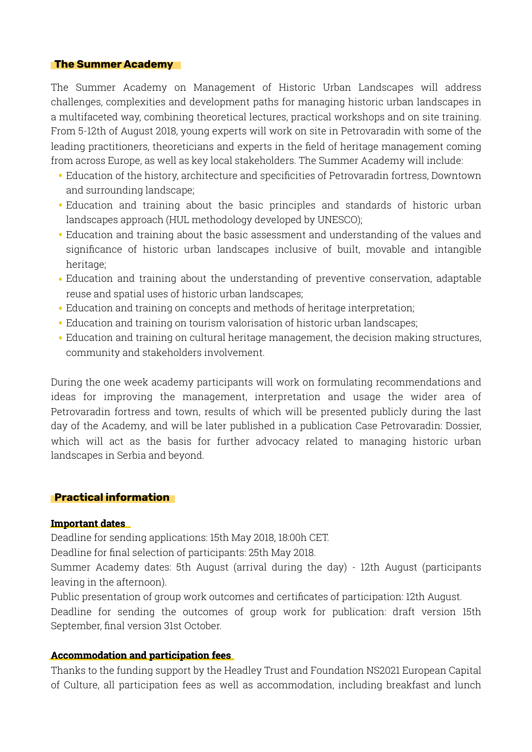## The Summer Academy

The Summer Academy on Management of Historic Urban Landscapes will address challenges, complexities and development paths for managing historic urban landscapes in a multifaceted way, combining theoretical lectures, practical workshops and on site training. From 5-12th of August 2018, young experts will work on site in Petrovaradin with some of the leading practitioners, theoreticians and experts in the field of heritage management coming from across Europe, as well as key local stakeholders. The Summer Academy will include:

- Education of the history, architecture and specificities of Petrovaradin fortress, Downtown and surrounding landscape;
- Education and training about the basic principles and standards of historic urban landscapes approach (HUL methodology developed by UNESCO);
- Education and training about the basic assessment and understanding of the values and significance of historic urban landscapes inclusive of built, movable and intangible heritage;
- Education and training about the understanding of preventive conservation, adaptable reuse and spatial uses of historic urban landscapes;
- Education and training on concepts and methods of heritage interpretation;
- Education and training on tourism valorisation of historic urban landscapes;
- Education and training on cultural heritage management, the decision making structures, community and stakeholders involvement.

During the one week academy participants will work on formulating recommendations and ideas for improving the management, interpretation and usage the wider area of Petrovaradin fortress and town, results of which will be presented publicly during the last day of the Academy, and will be later published in a publication Case Petrovaradin: Dossier, which will act as the basis for further advocacy related to managing historic urban landscapes in Serbia and beyond.

## Practical information

### Important dates

Deadline for sending applications: 15th May 2018, 18:00h CET.

Deadline for final selection of participants: 25th May 2018.

Summer Academy dates: 5th August (arrival during the day) - 12th August (participants leaving in the afternoon).

Public presentation of group work outcomes and certificates of participation: 12th August.

Deadline for sending the outcomes of group work for publication: draft version 15th September, final version 31st October.

### Accommodation and participation fees

Thanks to the funding support by the Headley Trust and Foundation NS2021 European Capital of Culture, all participation fees as well as accommodation, including breakfast and lunch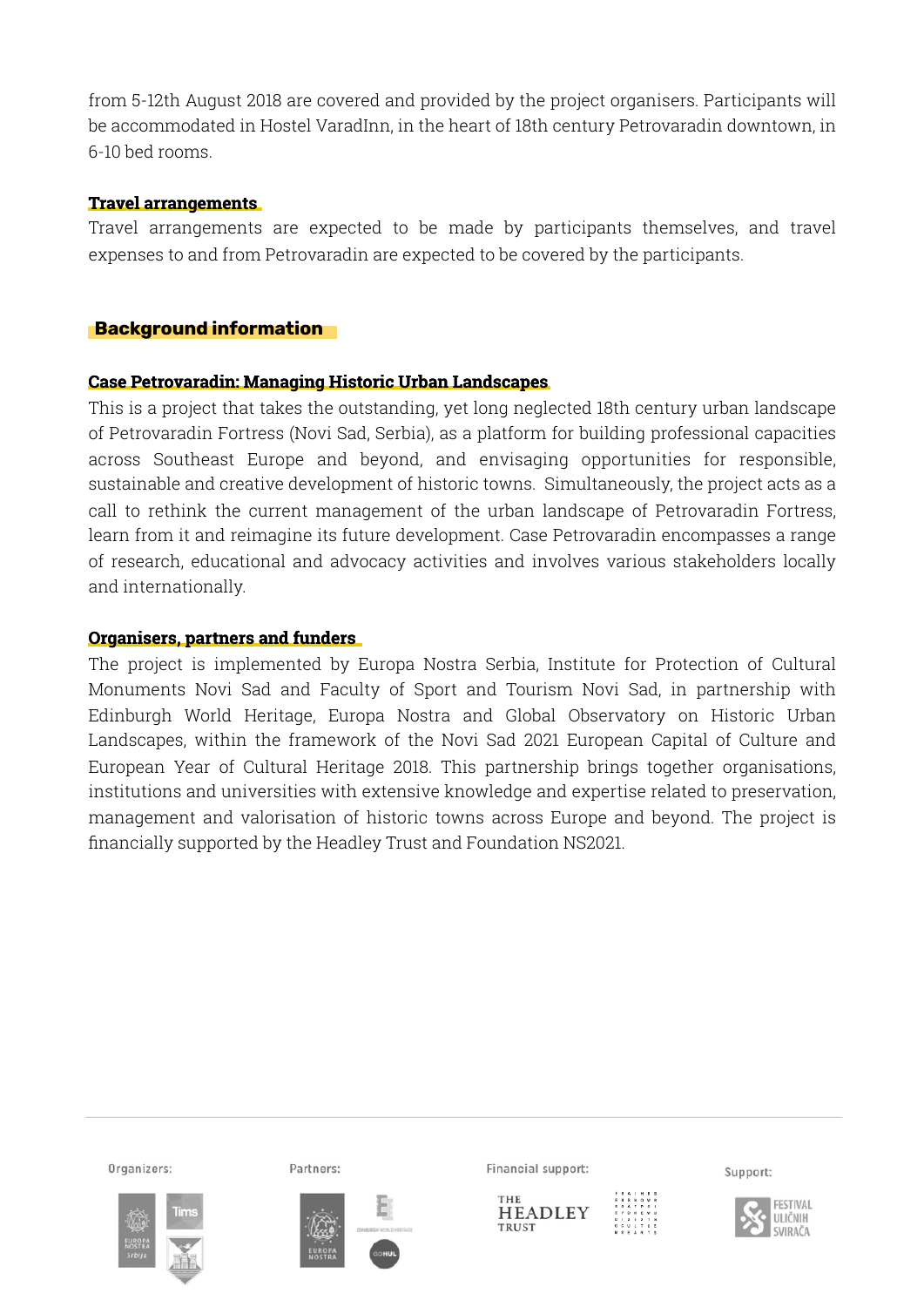from 5-12th August 2018 are covered and provided by the project organisers. Participants will be accommodated in Hostel VaradInn, in the heart of 18th century Petrovaradin downtown, in 6-10 bed rooms.

### Travel arrangements

Travel arrangements are expected to be made by participants themselves, and travel expenses to and from Petrovaradin are expected to be covered by the participants.

## Background information

### Case Petrovaradin: Managing Historic Urban Landscapes

This is a project that takes the outstanding, yet long neglected 18th century urban landscape of Petrovaradin Fortress (Novi Sad, Serbia), as a platform for building professional capacities across Southeast Europe and beyond, and envisaging opportunities for responsible, sustainable and creative development of historic towns. Simultaneously, the project acts as a call to rethink the current management of the urban landscape of Petrovaradin Fortress, learn from it and reimagine its future development. Case Petrovaradin encompasses a range of research, educational and advocacy activities and involves various stakeholders locally and internationally.

### Organisers, partners and funders

The project is implemented by Europa Nostra Serbia, Institute for Protection of Cultural Monuments Novi Sad and Faculty of Sport and Tourism Novi Sad, in partnership with Edinburgh World Heritage, Europa Nostra and Global Observatory on Historic Urban Landscapes, within the framework of the Novi Sad 2021 European Capital of Culture and European Year of Cultural Heritage 2018. This partnership brings together organisations, institutions and universities with extensive knowledge and expertise related to preservation, management and valorisation of historic towns across Europe and beyond. The project is financially supported by the Headley Trust and Foundation NS2021.

Organizers: Partners: Financial support: Support: